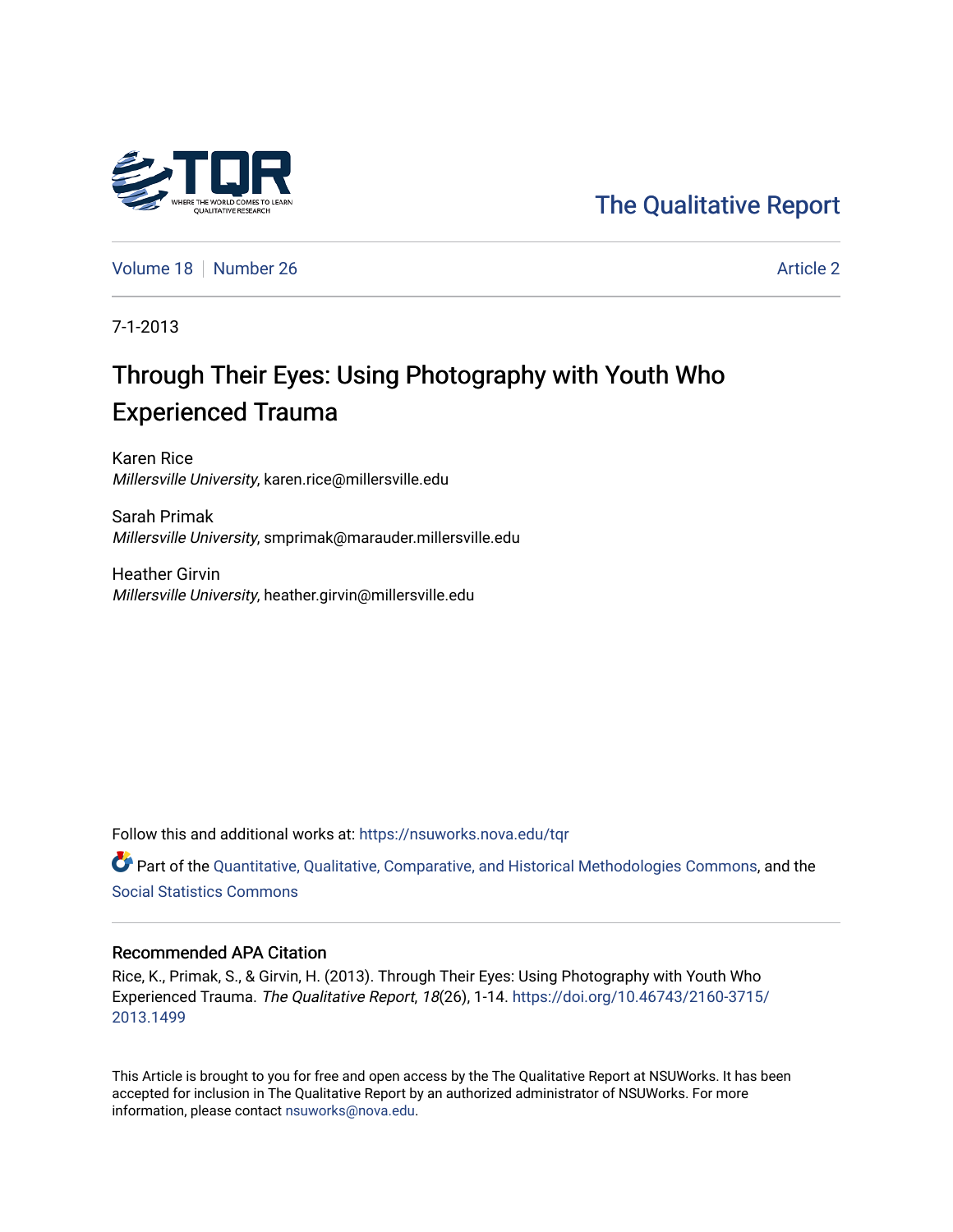The Qualitative Report

Volume 18 | Number 26 | Article 2

7-1-2013

# Through Their Eyes: Using Photography with Youth Who Experienced Trauma

Karen Rice
*Millersville University*, karen.rice@millersville.edu

Sarah Primak
*Millersville University*, smprimak@marauder.millersville.edu

Heather Girvin
*Millersville University*, heather.girvin@millersville.edu

Follow this and additional works at: https://nsuworks.nova.edu/tqr

Part of the Quantitative, Qualitative, Comparative, and Historical Methodologies Commons, and the Social Statistics Commons

## Recommended APA Citation

Rice, K., Primak, S., & Girvin, H. (2013). Through Their Eyes: Using Photography with Youth Who Experienced Trauma. *The Qualitative Report*, *18*(26), 1-14. https://doi.org/10.46743/2160-3715/2013.1499

This Article is brought to you for free and open access by the The Qualitative Report at NSUWorks. It has been accepted for inclusion in The Qualitative Report by an authorized administrator of NSUWorks. For more information, please contact nsuworks@nova.edu.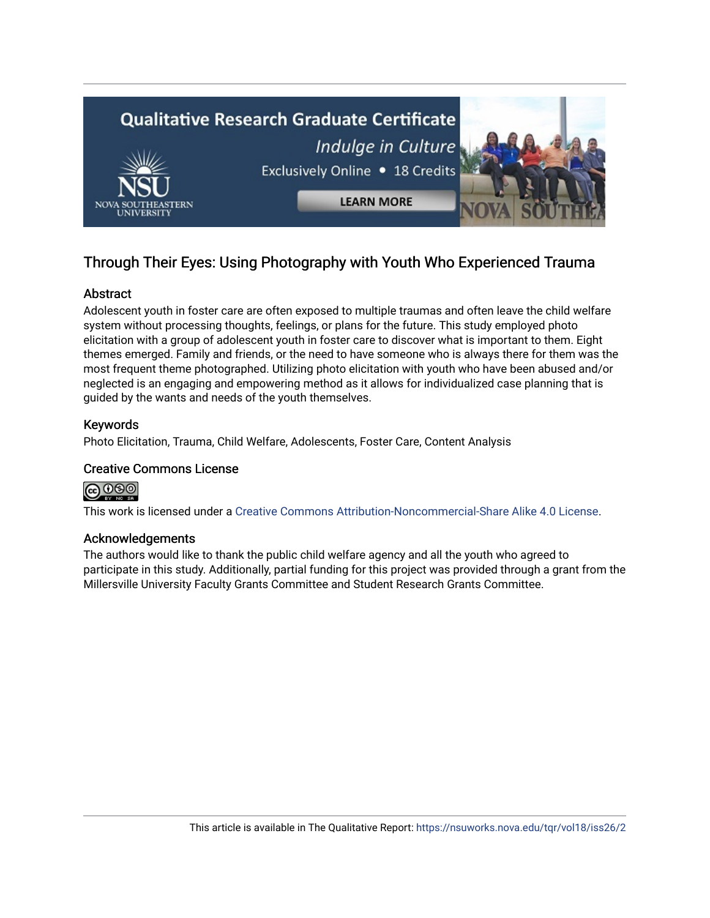# Through Their Eyes: Using Photography with Youth Who Experienced Trauma

## Abstract

Adolescent youth in foster care are often exposed to multiple traumas and often leave the child welfare system without processing thoughts, feelings, or plans for the future. This study employed photo elicitation with a group of adolescent youth in foster care to discover what is important to them. Eight themes emerged. Family and friends, or the need to have someone who is always there for them was the most frequent theme photographed. Utilizing photo elicitation with youth who have been abused and/or neglected is an engaging and empowering method as it allows for individualized case planning that is guided by the wants and needs of the youth themselves.

## Keywords

Photo Elicitation, Trauma, Child Welfare, Adolescents, Foster Care, Content Analysis

## Creative Commons License

This work is licensed under a Creative Commons Attribution-Noncommercial-Share Alike 4.0 License.

## Acknowledgements

The authors would like to thank the public child welfare agency and all the youth who agreed to participate in this study. Additionally, partial funding for this project was provided through a grant from the Millersville University Faculty Grants Committee and Student Research Grants Committee.

This article is available in The Qualitative Report: https://nsuworks.nova.edu/tqr/vol18/iss26/2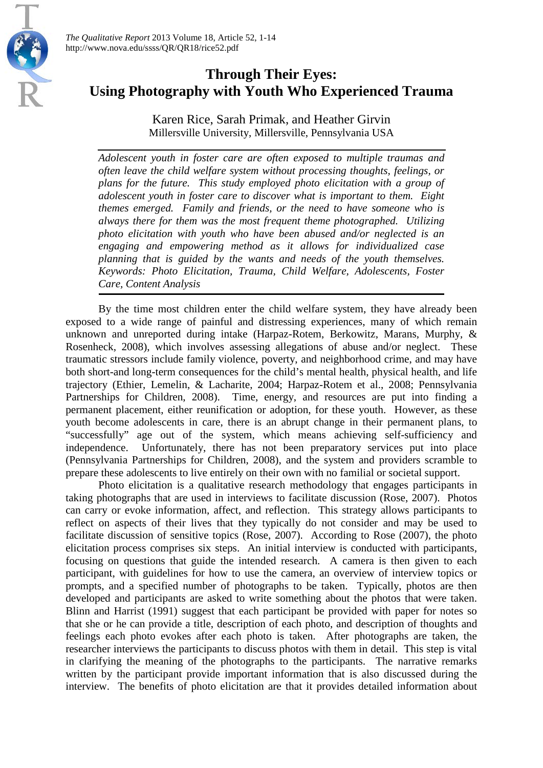# Through Their Eyes: Using Photography with Youth Who Experienced Trauma

Karen Rice, Sarah Primak, and Heather Girvin
Millersville University, Millersville, Pennsylvania USA

*Adolescent youth in foster care are often exposed to multiple traumas and often leave the child welfare system without processing thoughts, feelings, or plans for the future. This study employed photo elicitation with a group of adolescent youth in foster care to discover what is important to them. Eight themes emerged. Family and friends, or the need to have someone who is always there for them was the most frequent theme photographed. Utilizing photo elicitation with youth who have been abused and/or neglected is an engaging and empowering method as it allows for individualized case planning that is guided by the wants and needs of the youth themselves. Keywords: Photo Elicitation, Trauma, Child Welfare, Adolescents, Foster Care, Content Analysis*

By the time most children enter the child welfare system, they have already been exposed to a wide range of painful and distressing experiences, many of which remain unknown and unreported during intake (Harpaz-Rotem, Berkowitz, Marans, Murphy, & Rosenheck, 2008), which involves assessing allegations of abuse and/or neglect. These traumatic stressors include family violence, poverty, and neighborhood crime, and may have both short-and long-term consequences for the child's mental health, physical health, and life trajectory (Ethier, Lemelin, & Lacharite, 2004; Harpaz-Rotem et al., 2008; Pennsylvania Partnerships for Children, 2008). Time, energy, and resources are put into finding a permanent placement, either reunification or adoption, for these youth. However, as these youth become adolescents in care, there is an abrupt change in their permanent plans, to "successfully" age out of the system, which means achieving self-sufficiency and independence. Unfortunately, there has not been preparatory services put into place (Pennsylvania Partnerships for Children, 2008), and the system and providers scramble to prepare these adolescents to live entirely on their own with no familial or societal support.

Photo elicitation is a qualitative research methodology that engages participants in taking photographs that are used in interviews to facilitate discussion (Rose, 2007). Photos can carry or evoke information, affect, and reflection. This strategy allows participants to reflect on aspects of their lives that they typically do not consider and may be used to facilitate discussion of sensitive topics (Rose, 2007). According to Rose (2007), the photo elicitation process comprises six steps. An initial interview is conducted with participants, focusing on questions that guide the intended research. A camera is then given to each participant, with guidelines for how to use the camera, an overview of interview topics or prompts, and a specified number of photographs to be taken. Typically, photos are then developed and participants are asked to write something about the photos that were taken. Blinn and Harrist (1991) suggest that each participant be provided with paper for notes so that she or he can provide a title, description of each photo, and description of thoughts and feelings each photo evokes after each photo is taken. After photographs are taken, the researcher interviews the participants to discuss photos with them in detail. This step is vital in clarifying the meaning of the photographs to the participants. The narrative remarks written by the participant provide important information that is also discussed during the interview. The benefits of photo elicitation are that it provides detailed information about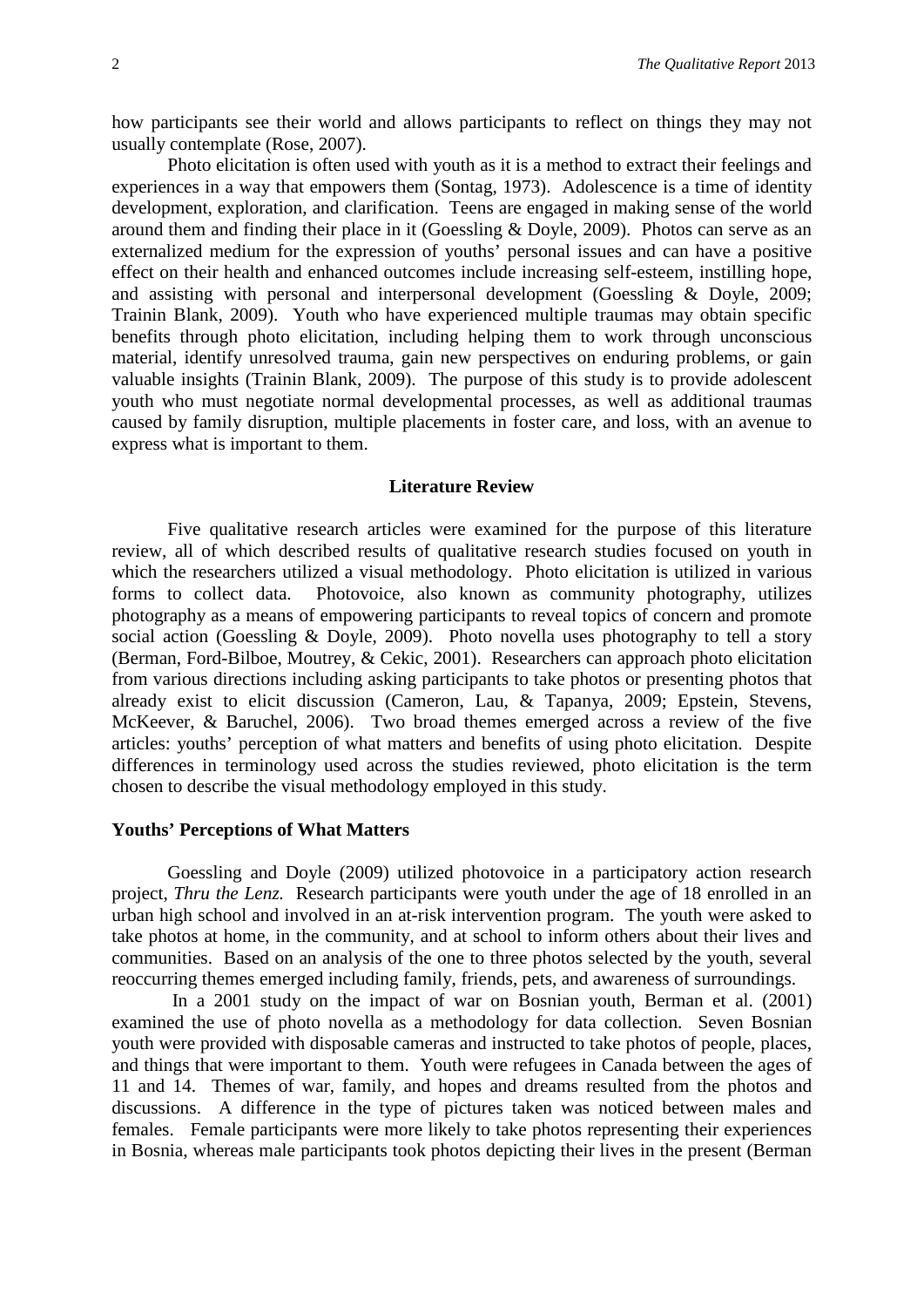how participants see their world and allows participants to reflect on things they may not usually contemplate (Rose, 2007).

Photo elicitation is often used with youth as it is a method to extract their feelings and experiences in a way that empowers them (Sontag, 1973). Adolescence is a time of identity development, exploration, and clarification. Teens are engaged in making sense of the world around them and finding their place in it (Goessling & Doyle, 2009). Photos can serve as an externalized medium for the expression of youths' personal issues and can have a positive effect on their health and enhanced outcomes include increasing self-esteem, instilling hope, and assisting with personal and interpersonal development (Goessling & Doyle, 2009; Trainin Blank, 2009). Youth who have experienced multiple traumas may obtain specific benefits through photo elicitation, including helping them to work through unconscious material, identify unresolved trauma, gain new perspectives on enduring problems, or gain valuable insights (Trainin Blank, 2009). The purpose of this study is to provide adolescent youth who must negotiate normal developmental processes, as well as additional traumas caused by family disruption, multiple placements in foster care, and loss, with an avenue to express what is important to them.

## Literature Review

Five qualitative research articles were examined for the purpose of this literature review, all of which described results of qualitative research studies focused on youth in which the researchers utilized a visual methodology. Photo elicitation is utilized in various forms to collect data. Photovoice, also known as community photography, utilizes photography as a means of empowering participants to reveal topics of concern and promote social action (Goessling & Doyle, 2009). Photo novella uses photography to tell a story (Berman, Ford-Bilboe, Moutrey, & Cekic, 2001). Researchers can approach photo elicitation from various directions including asking participants to take photos or presenting photos that already exist to elicit discussion (Cameron, Lau, & Tapanya, 2009; Epstein, Stevens, McKeever, & Baruchel, 2006). Two broad themes emerged across a review of the five articles: youths' perception of what matters and benefits of using photo elicitation. Despite differences in terminology used across the studies reviewed, photo elicitation is the term chosen to describe the visual methodology employed in this study.

### Youths' Perceptions of What Matters

Goessling and Doyle (2009) utilized photovoice in a participatory action research project, *Thru the Lenz.* Research participants were youth under the age of 18 enrolled in an urban high school and involved in an at-risk intervention program. The youth were asked to take photos at home, in the community, and at school to inform others about their lives and communities. Based on an analysis of the one to three photos selected by the youth, several reoccurring themes emerged including family, friends, pets, and awareness of surroundings.

In a 2001 study on the impact of war on Bosnian youth, Berman et al. (2001) examined the use of photo novella as a methodology for data collection. Seven Bosnian youth were provided with disposable cameras and instructed to take photos of people, places, and things that were important to them. Youth were refugees in Canada between the ages of 11 and 14. Themes of war, family, and hopes and dreams resulted from the photos and discussions. A difference in the type of pictures taken was noticed between males and females. Female participants were more likely to take photos representing their experiences in Bosnia, whereas male participants took photos depicting their lives in the present (Berman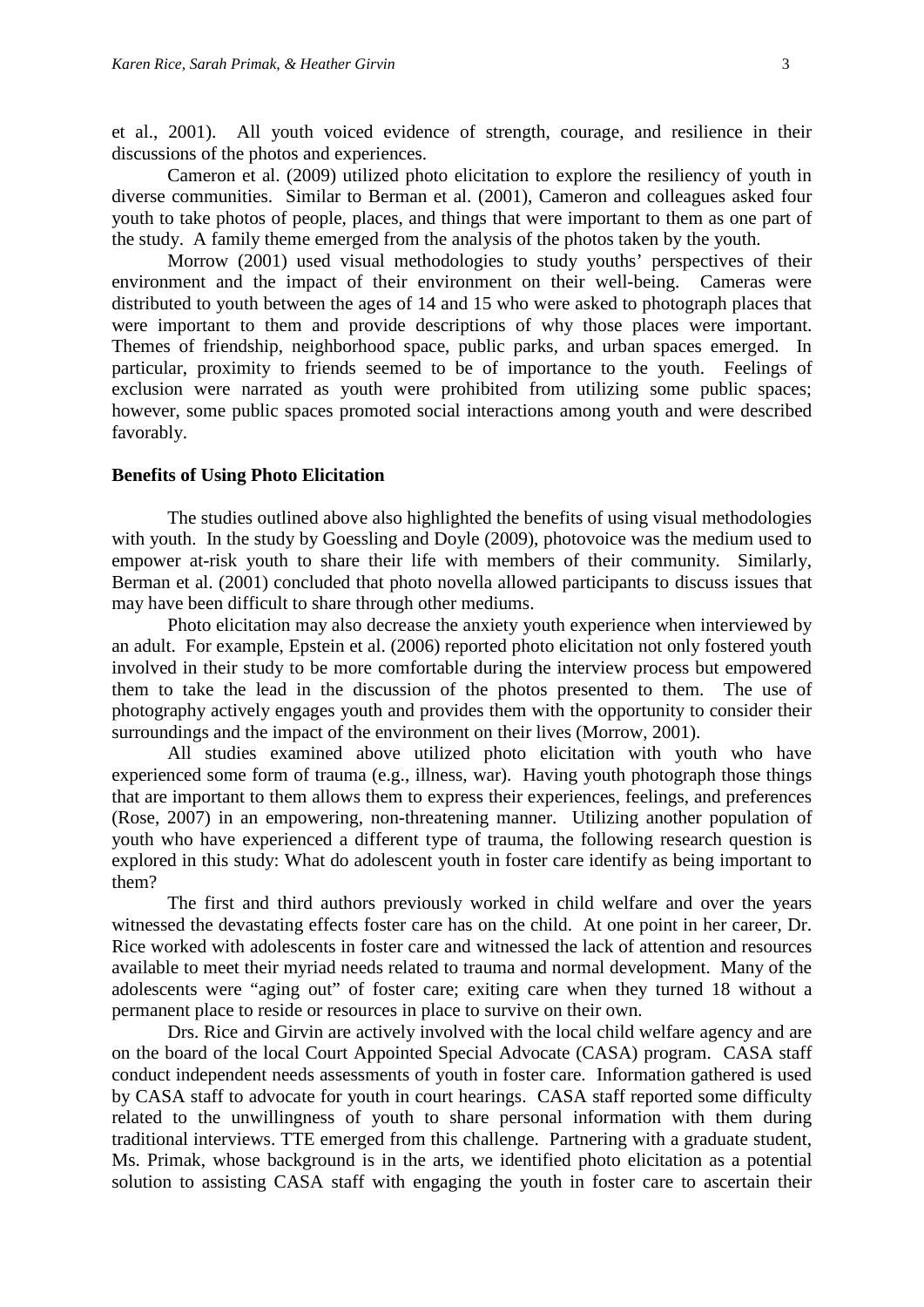et al., 2001). All youth voiced evidence of strength, courage, and resilience in their discussions of the photos and experiences.

Cameron et al. (2009) utilized photo elicitation to explore the resiliency of youth in diverse communities. Similar to Berman et al. (2001), Cameron and colleagues asked four youth to take photos of people, places, and things that were important to them as one part of the study. A family theme emerged from the analysis of the photos taken by the youth.

Morrow (2001) used visual methodologies to study youths' perspectives of their environment and the impact of their environment on their well-being. Cameras were distributed to youth between the ages of 14 and 15 who were asked to photograph places that were important to them and provide descriptions of why those places were important. Themes of friendship, neighborhood space, public parks, and urban spaces emerged. In particular, proximity to friends seemed to be of importance to the youth. Feelings of exclusion were narrated as youth were prohibited from utilizing some public spaces; however, some public spaces promoted social interactions among youth and were described favorably.

### Benefits of Using Photo Elicitation

The studies outlined above also highlighted the benefits of using visual methodologies with youth. In the study by Goessling and Doyle (2009), photovoice was the medium used to empower at-risk youth to share their life with members of their community. Similarly, Berman et al. (2001) concluded that photo novella allowed participants to discuss issues that may have been difficult to share through other mediums.

Photo elicitation may also decrease the anxiety youth experience when interviewed by an adult. For example, Epstein et al. (2006) reported photo elicitation not only fostered youth involved in their study to be more comfortable during the interview process but empowered them to take the lead in the discussion of the photos presented to them. The use of photography actively engages youth and provides them with the opportunity to consider their surroundings and the impact of the environment on their lives (Morrow, 2001).

All studies examined above utilized photo elicitation with youth who have experienced some form of trauma (e.g., illness, war). Having youth photograph those things that are important to them allows them to express their experiences, feelings, and preferences (Rose, 2007) in an empowering, non-threatening manner. Utilizing another population of youth who have experienced a different type of trauma, the following research question is explored in this study: What do adolescent youth in foster care identify as being important to them?

The first and third authors previously worked in child welfare and over the years witnessed the devastating effects foster care has on the child. At one point in her career, Dr. Rice worked with adolescents in foster care and witnessed the lack of attention and resources available to meet their myriad needs related to trauma and normal development. Many of the adolescents were "aging out" of foster care; exiting care when they turned 18 without a permanent place to reside or resources in place to survive on their own.

Drs. Rice and Girvin are actively involved with the local child welfare agency and are on the board of the local Court Appointed Special Advocate (CASA) program. CASA staff conduct independent needs assessments of youth in foster care. Information gathered is used by CASA staff to advocate for youth in court hearings. CASA staff reported some difficulty related to the unwillingness of youth to share personal information with them during traditional interviews. TTE emerged from this challenge. Partnering with a graduate student, Ms. Primak, whose background is in the arts, we identified photo elicitation as a potential solution to assisting CASA staff with engaging the youth in foster care to ascertain their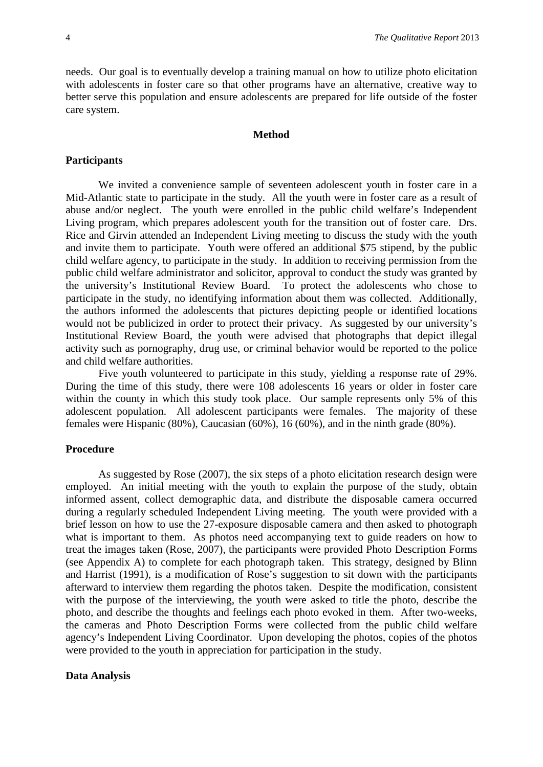needs. Our goal is to eventually develop a training manual on how to utilize photo elicitation with adolescents in foster care so that other programs have an alternative, creative way to better serve this population and ensure adolescents are prepared for life outside of the foster care system.

## Method

### Participants

We invited a convenience sample of seventeen adolescent youth in foster care in a Mid-Atlantic state to participate in the study. All the youth were in foster care as a result of abuse and/or neglect. The youth were enrolled in the public child welfare's Independent Living program, which prepares adolescent youth for the transition out of foster care. Drs. Rice and Girvin attended an Independent Living meeting to discuss the study with the youth and invite them to participate. Youth were offered an additional $75 stipend, by the public child welfare agency, to participate in the study. In addition to receiving permission from the public child welfare administrator and solicitor, approval to conduct the study was granted by the university's Institutional Review Board. To protect the adolescents who chose to participate in the study, no identifying information about them was collected. Additionally, the authors informed the adolescents that pictures depicting people or identified locations would not be publicized in order to protect their privacy. As suggested by our university's Institutional Review Board, the youth were advised that photographs that depict illegal activity such as pornography, drug use, or criminal behavior would be reported to the police and child welfare authorities.

Five youth volunteered to participate in this study, yielding a response rate of 29%. During the time of this study, there were 108 adolescents 16 years or older in foster care within the county in which this study took place. Our sample represents only 5% of this adolescent population. All adolescent participants were females. The majority of these females were Hispanic (80%), Caucasian (60%), 16 (60%), and in the ninth grade (80%).

### Procedure

As suggested by Rose (2007), the six steps of a photo elicitation research design were employed. An initial meeting with the youth to explain the purpose of the study, obtain informed assent, collect demographic data, and distribute the disposable camera occurred during a regularly scheduled Independent Living meeting. The youth were provided with a brief lesson on how to use the 27-exposure disposable camera and then asked to photograph what is important to them. As photos need accompanying text to guide readers on how to treat the images taken (Rose, 2007), the participants were provided Photo Description Forms (see Appendix A) to complete for each photograph taken. This strategy, designed by Blinn and Harrist (1991), is a modification of Rose's suggestion to sit down with the participants afterward to interview them regarding the photos taken. Despite the modification, consistent with the purpose of the interviewing, the youth were asked to title the photo, describe the photo, and describe the thoughts and feelings each photo evoked in them. After two-weeks, the cameras and Photo Description Forms were collected from the public child welfare agency's Independent Living Coordinator. Upon developing the photos, copies of the photos were provided to the youth in appreciation for participation in the study.

### Data Analysis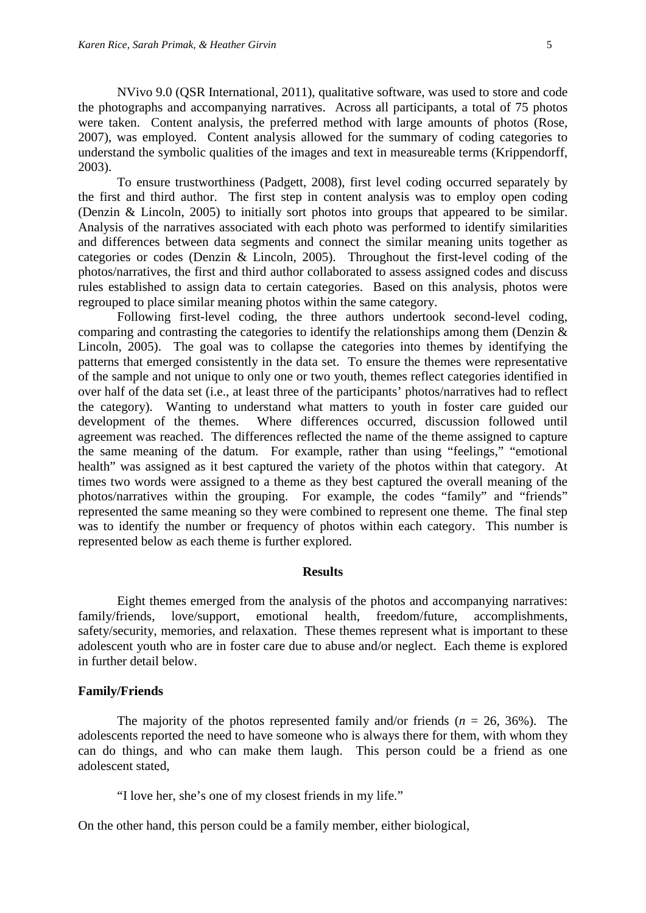NVivo 9.0 (QSR International, 2011), qualitative software, was used to store and code the photographs and accompanying narratives. Across all participants, a total of 75 photos were taken. Content analysis, the preferred method with large amounts of photos (Rose, 2007), was employed. Content analysis allowed for the summary of coding categories to understand the symbolic qualities of the images and text in measureable terms (Krippendorff, 2003).

To ensure trustworthiness (Padgett, 2008), first level coding occurred separately by the first and third author. The first step in content analysis was to employ open coding (Denzin & Lincoln, 2005) to initially sort photos into groups that appeared to be similar. Analysis of the narratives associated with each photo was performed to identify similarities and differences between data segments and connect the similar meaning units together as categories or codes (Denzin & Lincoln, 2005). Throughout the first-level coding of the photos/narratives, the first and third author collaborated to assess assigned codes and discuss rules established to assign data to certain categories. Based on this analysis, photos were regrouped to place similar meaning photos within the same category.

Following first-level coding, the three authors undertook second-level coding, comparing and contrasting the categories to identify the relationships among them (Denzin & Lincoln, 2005). The goal was to collapse the categories into themes by identifying the patterns that emerged consistently in the data set. To ensure the themes were representative of the sample and not unique to only one or two youth, themes reflect categories identified in over half of the data set (i.e., at least three of the participants' photos/narratives had to reflect the category). Wanting to understand what matters to youth in foster care guided our development of the themes. Where differences occurred, discussion followed until agreement was reached. The differences reflected the name of the theme assigned to capture the same meaning of the datum. For example, rather than using "feelings," "emotional health" was assigned as it best captured the variety of the photos within that category. At times two words were assigned to a theme as they best captured the overall meaning of the photos/narratives within the grouping. For example, the codes "family" and "friends" represented the same meaning so they were combined to represent one theme. The final step was to identify the number or frequency of photos within each category. This number is represented below as each theme is further explored.

## Results

Eight themes emerged from the analysis of the photos and accompanying narratives: family/friends, love/support, emotional health, freedom/future, accomplishments, safety/security, memories, and relaxation. These themes represent what is important to these adolescent youth who are in foster care due to abuse and/or neglect. Each theme is explored in further detail below.

### Family/Friends

The majority of the photos represented family and/or friends ($n$ = 26, 36%). The adolescents reported the need to have someone who is always there for them, with whom they can do things, and who can make them laugh. This person could be a friend as one adolescent stated,

"I love her, she's one of my closest friends in my life."

On the other hand, this person could be a family member, either biological,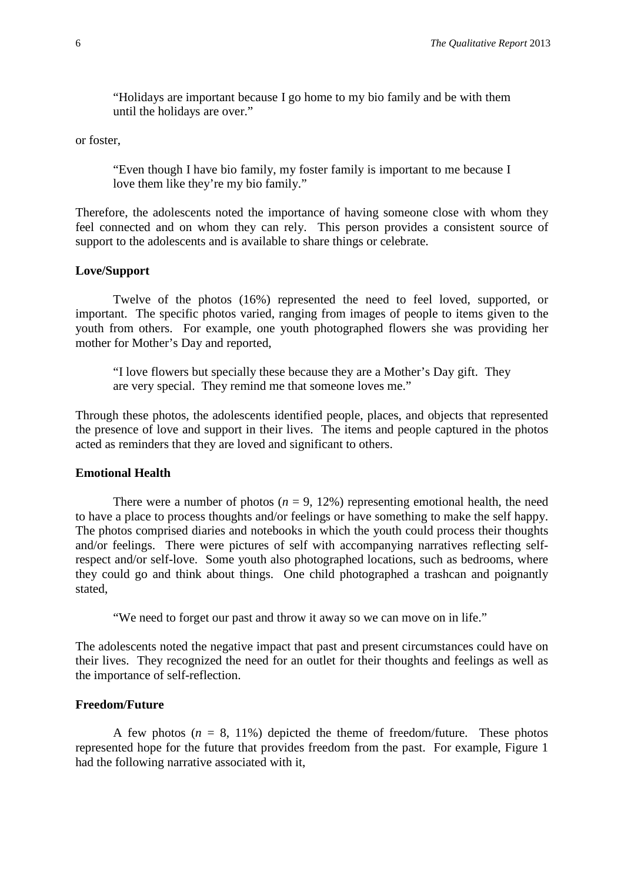> "Holidays are important because I go home to my bio family and be with them until the holidays are over."

or foster,

> "Even though I have bio family, my foster family is important to me because I love them like they're my bio family."

Therefore, the adolescents noted the importance of having someone close with whom they feel connected and on whom they can rely. This person provides a consistent source of support to the adolescents and is available to share things or celebrate.

### Love/Support

Twelve of the photos (16%) represented the need to feel loved, supported, or important. The specific photos varied, ranging from images of people to items given to the youth from others. For example, one youth photographed flowers she was providing her mother for Mother's Day and reported,

> "I love flowers but specially these because they are a Mother's Day gift. They are very special. They remind me that someone loves me."

Through these photos, the adolescents identified people, places, and objects that represented the presence of love and support in their lives. The items and people captured in the photos acted as reminders that they are loved and significant to others.

### Emotional Health

There were a number of photos ($n$ = 9, 12%) representing emotional health, the need to have a place to process thoughts and/or feelings or have something to make the self happy. The photos comprised diaries and notebooks in which the youth could process their thoughts and/or feelings. There were pictures of self with accompanying narratives reflecting self-respect and/or self-love. Some youth also photographed locations, such as bedrooms, where they could go and think about things. One child photographed a trashcan and poignantly stated,

> "We need to forget our past and throw it away so we can move on in life."

The adolescents noted the negative impact that past and present circumstances could have on their lives. They recognized the need for an outlet for their thoughts and feelings as well as the importance of self-reflection.

### Freedom/Future

A few photos ($n$ = 8, 11%) depicted the theme of freedom/future. These photos represented hope for the future that provides freedom from the past. For example, Figure 1 had the following narrative associated with it,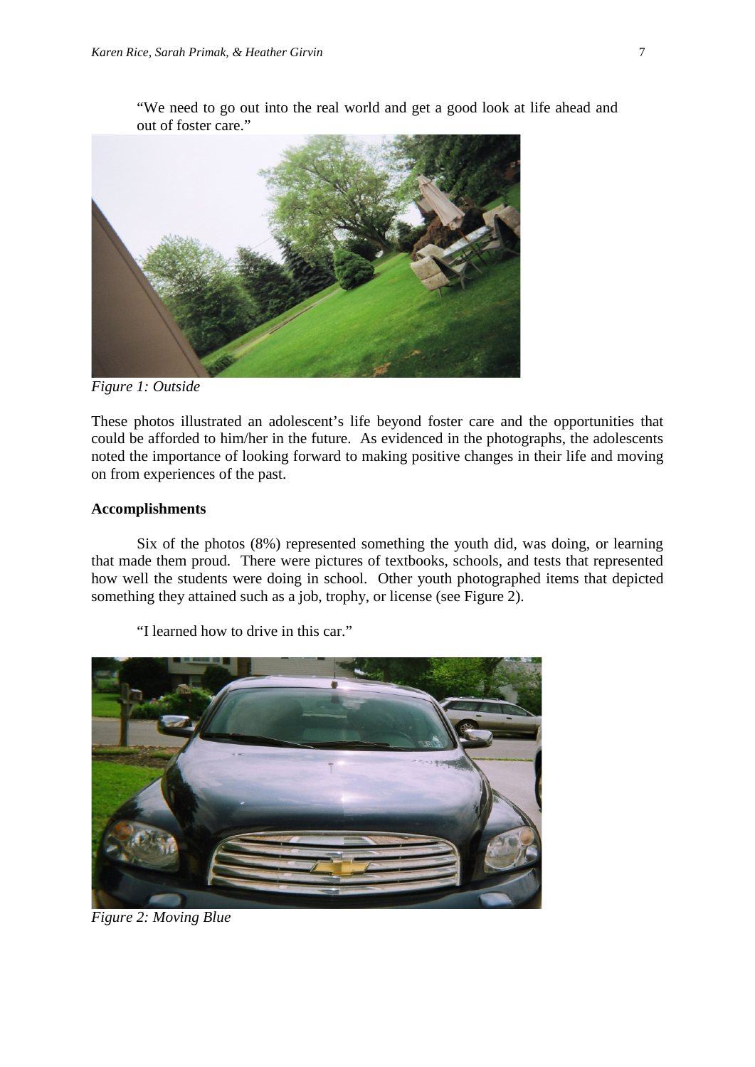"We need to go out into the real world and get a good look at life ahead and out of foster care."

*Figure 1: Outside*

These photos illustrated an adolescent's life beyond foster care and the opportunities that could be afforded to him/her in the future. As evidenced in the photographs, the adolescents noted the importance of looking forward to making positive changes in their life and moving on from experiences of the past.

**Accomplishments**

Six of the photos (8%) represented something the youth did, was doing, or learning that made them proud. There were pictures of textbooks, schools, and tests that represented how well the students were doing in school. Other youth photographed items that depicted something they attained such as a job, trophy, or license (see Figure 2).

"I learned how to drive in this car."

*Figure 2: Moving Blue*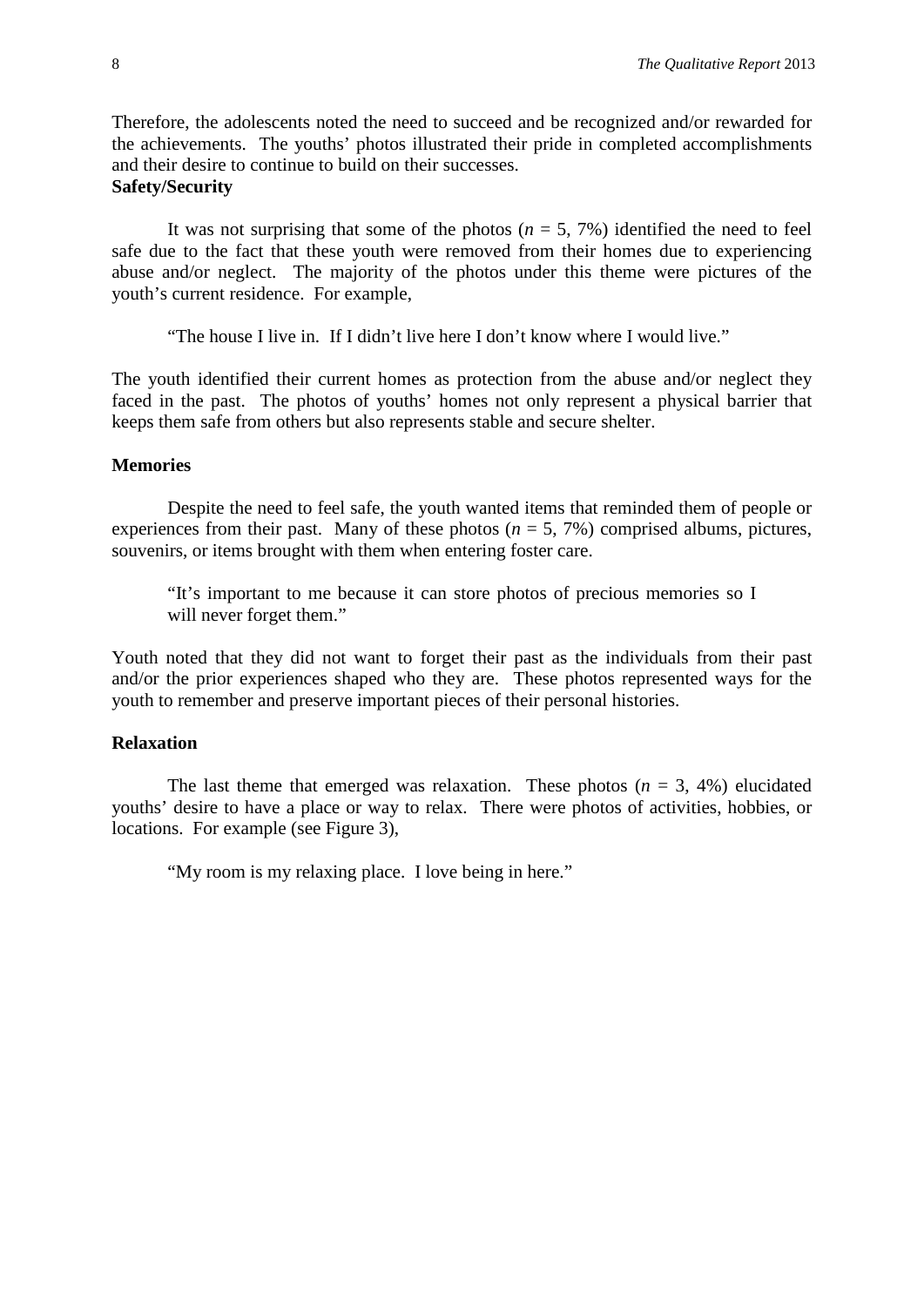Therefore, the adolescents noted the need to succeed and be recognized and/or rewarded for the achievements. The youths' photos illustrated their pride in completed accomplishments and their desire to continue to build on their successes.

### Safety/Security

It was not surprising that some of the photos ($n$ = 5, 7%) identified the need to feel safe due to the fact that these youth were removed from their homes due to experiencing abuse and/or neglect. The majority of the photos under this theme were pictures of the youth's current residence. For example,

> "The house I live in. If I didn't live here I don't know where I would live."

The youth identified their current homes as protection from the abuse and/or neglect they faced in the past. The photos of youths' homes not only represent a physical barrier that keeps them safe from others but also represents stable and secure shelter.

### Memories

Despite the need to feel safe, the youth wanted items that reminded them of people or experiences from their past. Many of these photos ($n$ = 5, 7%) comprised albums, pictures, souvenirs, or items brought with them when entering foster care.

> "It's important to me because it can store photos of precious memories so I will never forget them."

Youth noted that they did not want to forget their past as the individuals from their past and/or the prior experiences shaped who they are. These photos represented ways for the youth to remember and preserve important pieces of their personal histories.

### Relaxation

The last theme that emerged was relaxation. These photos ($n$ = 3, 4%) elucidated youths' desire to have a place or way to relax. There were photos of activities, hobbies, or locations. For example (see Figure 3),

> "My room is my relaxing place. I love being in here."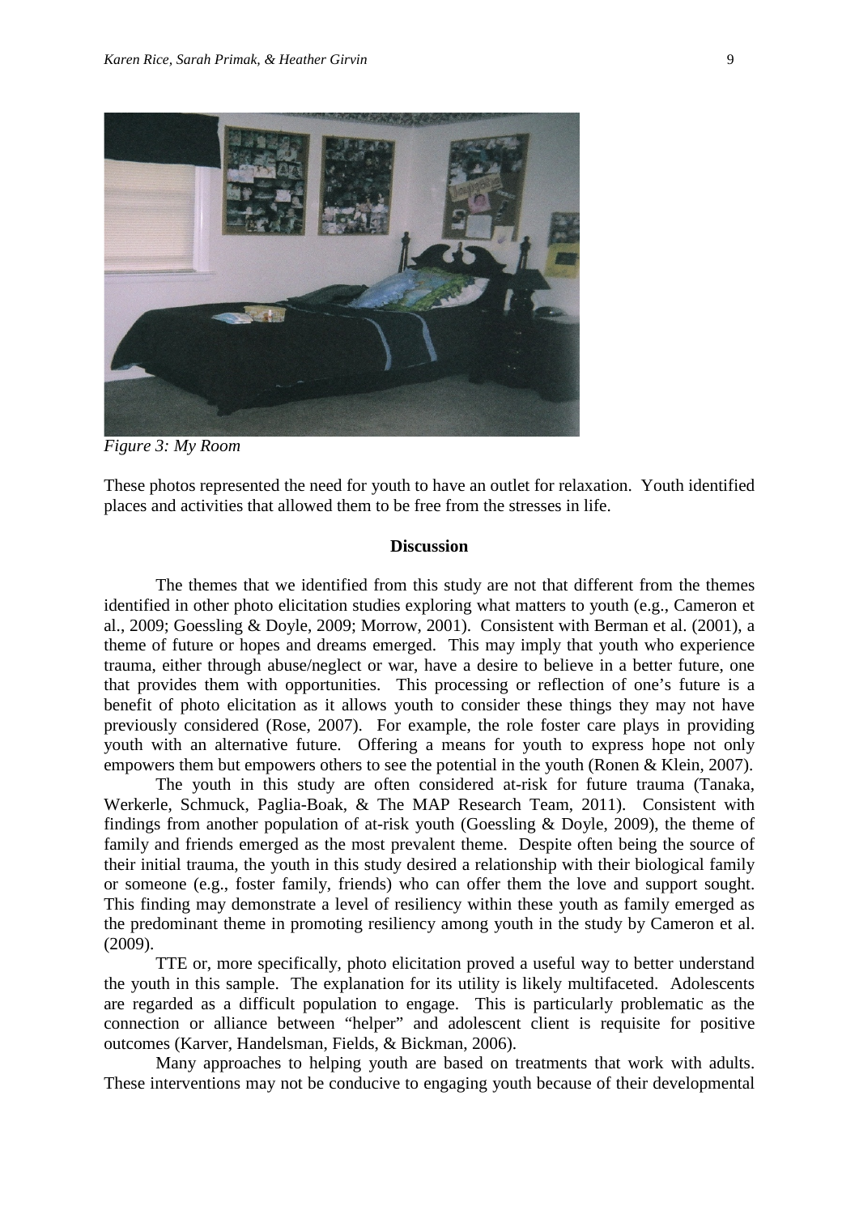*Figure 3: My Room*

These photos represented the need for youth to have an outlet for relaxation. Youth identified places and activities that allowed them to be free from the stresses in life.

**Discussion**

The themes that we identified from this study are not that different from the themes identified in other photo elicitation studies exploring what matters to youth (e.g., Cameron et al., 2009; Goessling & Doyle, 2009; Morrow, 2001). Consistent with Berman et al. (2001), a theme of future or hopes and dreams emerged. This may imply that youth who experience trauma, either through abuse/neglect or war, have a desire to believe in a better future, one that provides them with opportunities. This processing or reflection of one's future is a benefit of photo elicitation as it allows youth to consider these things they may not have previously considered (Rose, 2007). For example, the role foster care plays in providing youth with an alternative future. Offering a means for youth to express hope not only empowers them but empowers others to see the potential in the youth (Ronen & Klein, 2007).

The youth in this study are often considered at-risk for future trauma (Tanaka, Werkerle, Schmuck, Paglia-Boak, & The MAP Research Team, 2011). Consistent with findings from another population of at-risk youth (Goessling & Doyle, 2009), the theme of family and friends emerged as the most prevalent theme. Despite often being the source of their initial trauma, the youth in this study desired a relationship with their biological family or someone (e.g., foster family, friends) who can offer them the love and support sought. This finding may demonstrate a level of resiliency within these youth as family emerged as the predominant theme in promoting resiliency among youth in the study by Cameron et al. (2009).

TTE or, more specifically, photo elicitation proved a useful way to better understand the youth in this sample. The explanation for its utility is likely multifaceted. Adolescents are regarded as a difficult population to engage. This is particularly problematic as the connection or alliance between "helper" and adolescent client is requisite for positive outcomes (Karver, Handelsman, Fields, & Bickman, 2006).

Many approaches to helping youth are based on treatments that work with adults. These interventions may not be conducive to engaging youth because of their developmental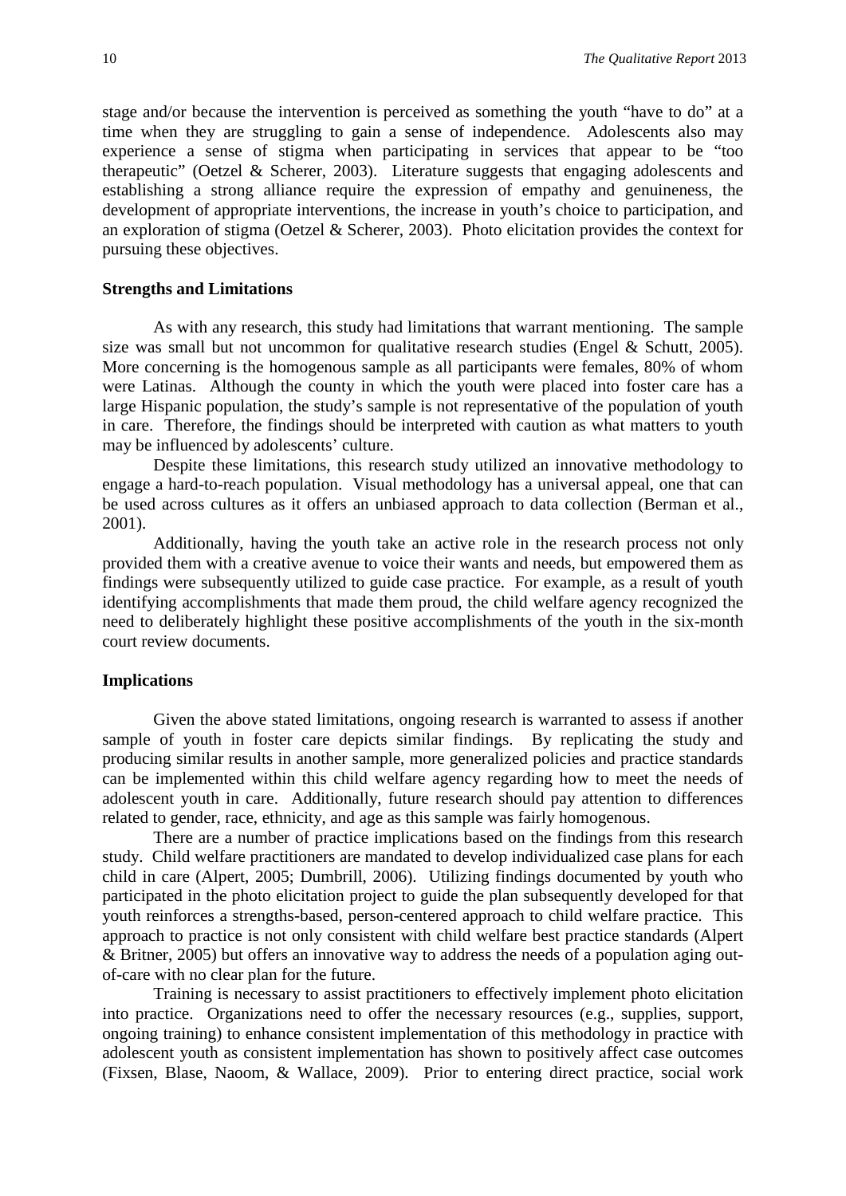stage and/or because the intervention is perceived as something the youth "have to do" at a time when they are struggling to gain a sense of independence. Adolescents also may experience a sense of stigma when participating in services that appear to be "too therapeutic" (Oetzel & Scherer, 2003). Literature suggests that engaging adolescents and establishing a strong alliance require the expression of empathy and genuineness, the development of appropriate interventions, the increase in youth's choice to participation, and an exploration of stigma (Oetzel & Scherer, 2003). Photo elicitation provides the context for pursuing these objectives.

## Strengths and Limitations

As with any research, this study had limitations that warrant mentioning. The sample size was small but not uncommon for qualitative research studies (Engel & Schutt, 2005). More concerning is the homogenous sample as all participants were females, 80% of whom were Latinas. Although the county in which the youth were placed into foster care has a large Hispanic population, the study's sample is not representative of the population of youth in care. Therefore, the findings should be interpreted with caution as what matters to youth may be influenced by adolescents' culture.

Despite these limitations, this research study utilized an innovative methodology to engage a hard-to-reach population. Visual methodology has a universal appeal, one that can be used across cultures as it offers an unbiased approach to data collection (Berman et al., 2001).

Additionally, having the youth take an active role in the research process not only provided them with a creative avenue to voice their wants and needs, but empowered them as findings were subsequently utilized to guide case practice. For example, as a result of youth identifying accomplishments that made them proud, the child welfare agency recognized the need to deliberately highlight these positive accomplishments of the youth in the six-month court review documents.

## Implications

Given the above stated limitations, ongoing research is warranted to assess if another sample of youth in foster care depicts similar findings. By replicating the study and producing similar results in another sample, more generalized policies and practice standards can be implemented within this child welfare agency regarding how to meet the needs of adolescent youth in care. Additionally, future research should pay attention to differences related to gender, race, ethnicity, and age as this sample was fairly homogenous.

There are a number of practice implications based on the findings from this research study. Child welfare practitioners are mandated to develop individualized case plans for each child in care (Alpert, 2005; Dumbrill, 2006). Utilizing findings documented by youth who participated in the photo elicitation project to guide the plan subsequently developed for that youth reinforces a strengths-based, person-centered approach to child welfare practice. This approach to practice is not only consistent with child welfare best practice standards (Alpert & Britner, 2005) but offers an innovative way to address the needs of a population aging out-of-care with no clear plan for the future.

Training is necessary to assist practitioners to effectively implement photo elicitation into practice. Organizations need to offer the necessary resources (e.g., supplies, support, ongoing training) to enhance consistent implementation of this methodology in practice with adolescent youth as consistent implementation has shown to positively affect case outcomes (Fixsen, Blase, Naoom, & Wallace, 2009). Prior to entering direct practice, social work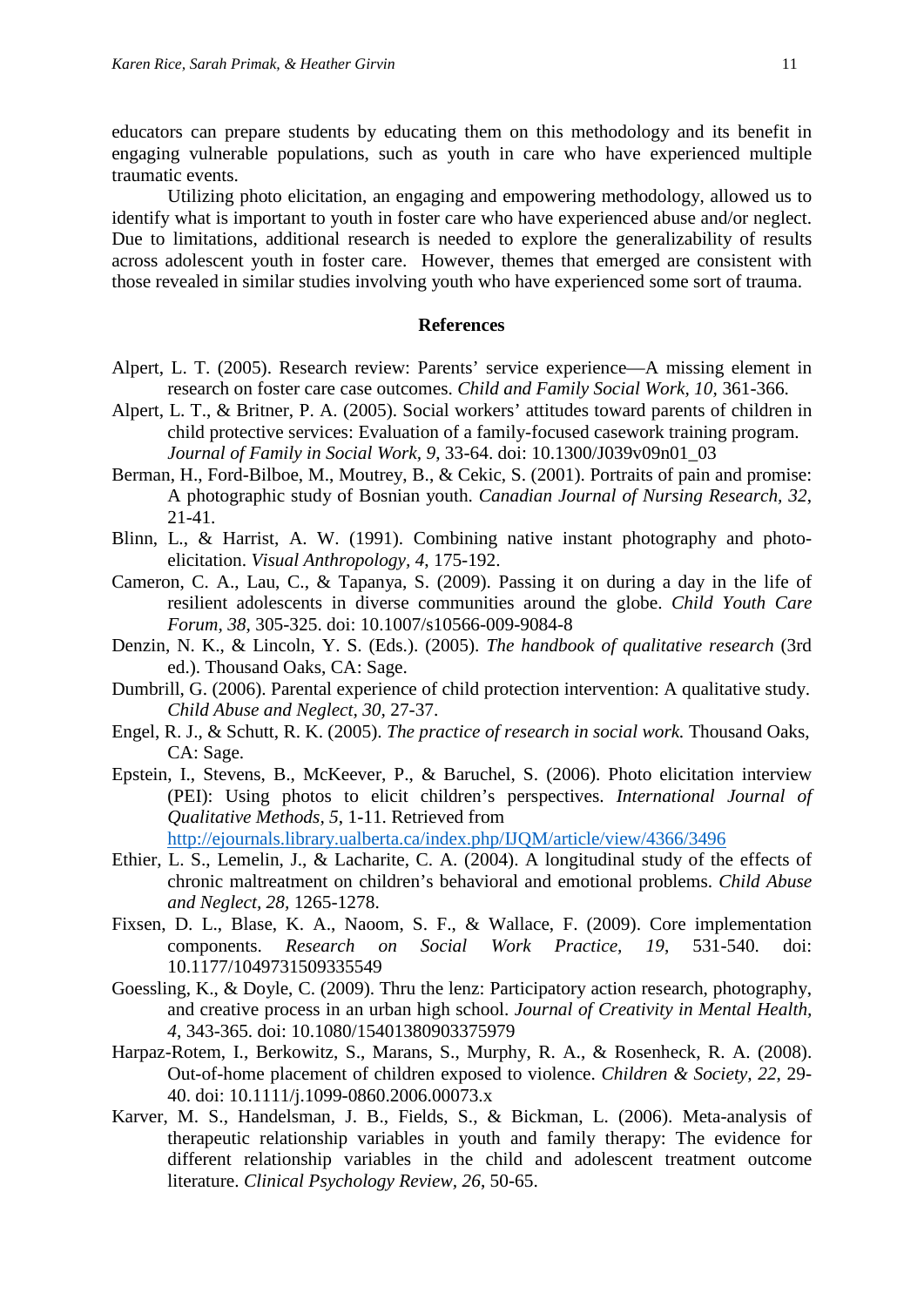educators can prepare students by educating them on this methodology and its benefit in engaging vulnerable populations, such as youth in care who have experienced multiple traumatic events.

Utilizing photo elicitation, an engaging and empowering methodology, allowed us to identify what is important to youth in foster care who have experienced abuse and/or neglect. Due to limitations, additional research is needed to explore the generalizability of results across adolescent youth in foster care. However, themes that emerged are consistent with those revealed in similar studies involving youth who have experienced some sort of trauma.

## References

Alpert, L. T. (2005). Research review: Parents' service experience—A missing element in research on foster care case outcomes. *Child and Family Social Work, 10*, 361-366.

Alpert, L. T., & Britner, P. A. (2005). Social workers' attitudes toward parents of children in child protective services: Evaluation of a family-focused casework training program. *Journal of Family in Social Work, 9*, 33-64. doi: 10.1300/J039v09n01_03

Berman, H., Ford-Bilboe, M., Moutrey, B., & Cekic, S. (2001). Portraits of pain and promise: A photographic study of Bosnian youth. *Canadian Journal of Nursing Research, 32*, 21-41.

Blinn, L., & Harrist, A. W. (1991). Combining native instant photography and photo-elicitation. *Visual Anthropology, 4*, 175-192.

Cameron, C. A., Lau, C., & Tapanya, S. (2009). Passing it on during a day in the life of resilient adolescents in diverse communities around the globe. *Child Youth Care Forum, 38*, 305-325. doi: 10.1007/s10566-009-9084-8

Denzin, N. K., & Lincoln, Y. S. (Eds.). (2005). *The handbook of qualitative research* (3rd ed.). Thousand Oaks, CA: Sage.

Dumbrill, G. (2006). Parental experience of child protection intervention: A qualitative study. *Child Abuse and Neglect, 30*, 27-37.

Engel, R. J., & Schutt, R. K. (2005). *The practice of research in social work.* Thousand Oaks, CA: Sage.

Epstein, I., Stevens, B., McKeever, P., & Baruchel, S. (2006). Photo elicitation interview (PEI): Using photos to elicit children's perspectives. *International Journal of Qualitative Methods, 5*, 1-11. Retrieved from http://ejournals.library.ualberta.ca/index.php/IJQM/article/view/4366/3496

Ethier, L. S., Lemelin, J., & Lacharite, C. A. (2004). A longitudinal study of the effects of chronic maltreatment on children's behavioral and emotional problems. *Child Abuse and Neglect, 28*, 1265-1278.

Fixsen, D. L., Blase, K. A., Naoom, S. F., & Wallace, F. (2009). Core implementation components. *Research on Social Work Practice, 19*, 531-540. doi: 10.1177/1049731509335549

Goessling, K., & Doyle, C. (2009). Thru the lenz: Participatory action research, photography, and creative process in an urban high school. *Journal of Creativity in Mental Health, 4*, 343-365. doi: 10.1080/15401380903375979

Harpaz-Rotem, I., Berkowitz, S., Marans, S., Murphy, R. A., & Rosenheck, R. A. (2008). Out-of-home placement of children exposed to violence. *Children & Society, 22*, 29-40. doi: 10.1111/j.1099-0860.2006.00073.x

Karver, M. S., Handelsman, J. B., Fields, S., & Bickman, L. (2006). Meta-analysis of therapeutic relationship variables in youth and family therapy: The evidence for different relationship variables in the child and adolescent treatment outcome literature. *Clinical Psychology Review, 26*, 50-65.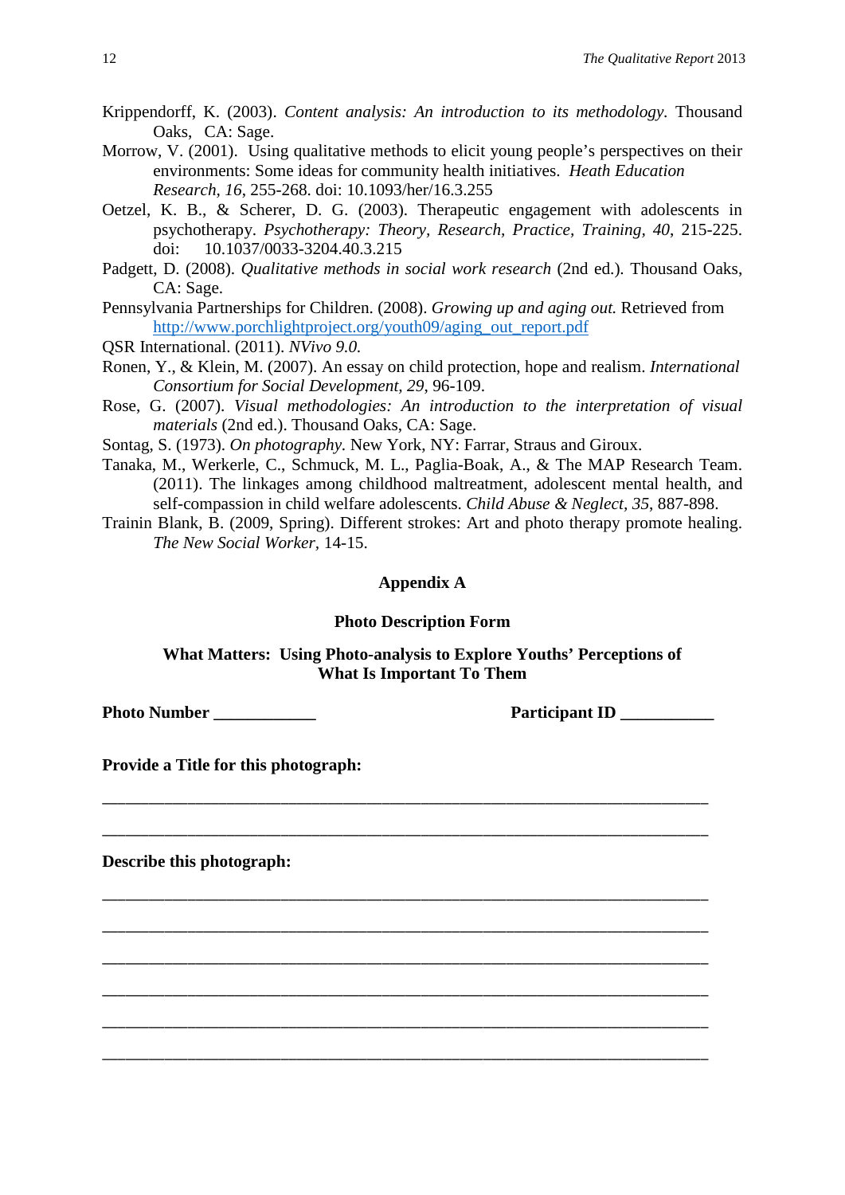Krippendorff, K. (2003). *Content analysis: An introduction to its methodology.* Thousand Oaks, CA: Sage.

Morrow, V. (2001). Using qualitative methods to elicit young people's perspectives on their environments: Some ideas for community health initiatives. *Heath Education Research, 16*, 255-268. doi: 10.1093/her/16.3.255

Oetzel, K. B., & Scherer, D. G. (2003). Therapeutic engagement with adolescents in psychotherapy. *Psychotherapy: Theory, Research, Practice, Training, 40*, 215-225. doi: 10.1037/0033-3204.40.3.215

Padgett, D. (2008). *Qualitative methods in social work research* (2nd ed.). Thousand Oaks, CA: Sage.

Pennsylvania Partnerships for Children. (2008). *Growing up and aging out.* Retrieved from http://www.porchlightproject.org/youth09/aging_out_report.pdf

QSR International. (2011). *NVivo 9.0.*

Ronen, Y., & Klein, M. (2007). An essay on child protection, hope and realism. *International Consortium for Social Development, 29*, 96-109.

Rose, G. (2007). *Visual methodologies: An introduction to the interpretation of visual materials* (2nd ed.). Thousand Oaks, CA: Sage.

Sontag, S. (1973). *On photography.* New York, NY: Farrar, Straus and Giroux.

Tanaka, M., Werkerle, C., Schmuck, M. L., Paglia-Boak, A., & The MAP Research Team. (2011). The linkages among childhood maltreatment, adolescent mental health, and self-compassion in child welfare adolescents. *Child Abuse & Neglect, 35*, 887-898.

Trainin Blank, B. (2009, Spring). Different strokes: Art and photo therapy promote healing. *The New Social Worker,* 14-15.

## Appendix A

### Photo Description Form

### What Matters: Using Photo-analysis to Explore Youths' Perceptions of What Is Important To Them

**Photo Number ___________** **Participant ID __________**

**Provide a Title for this photograph:**

_______________________________________________________________________

_______________________________________________________________________

**Describe this photograph:**

_______________________________________________________________________

_______________________________________________________________________

_______________________________________________________________________

_______________________________________________________________________

_______________________________________________________________________

_______________________________________________________________________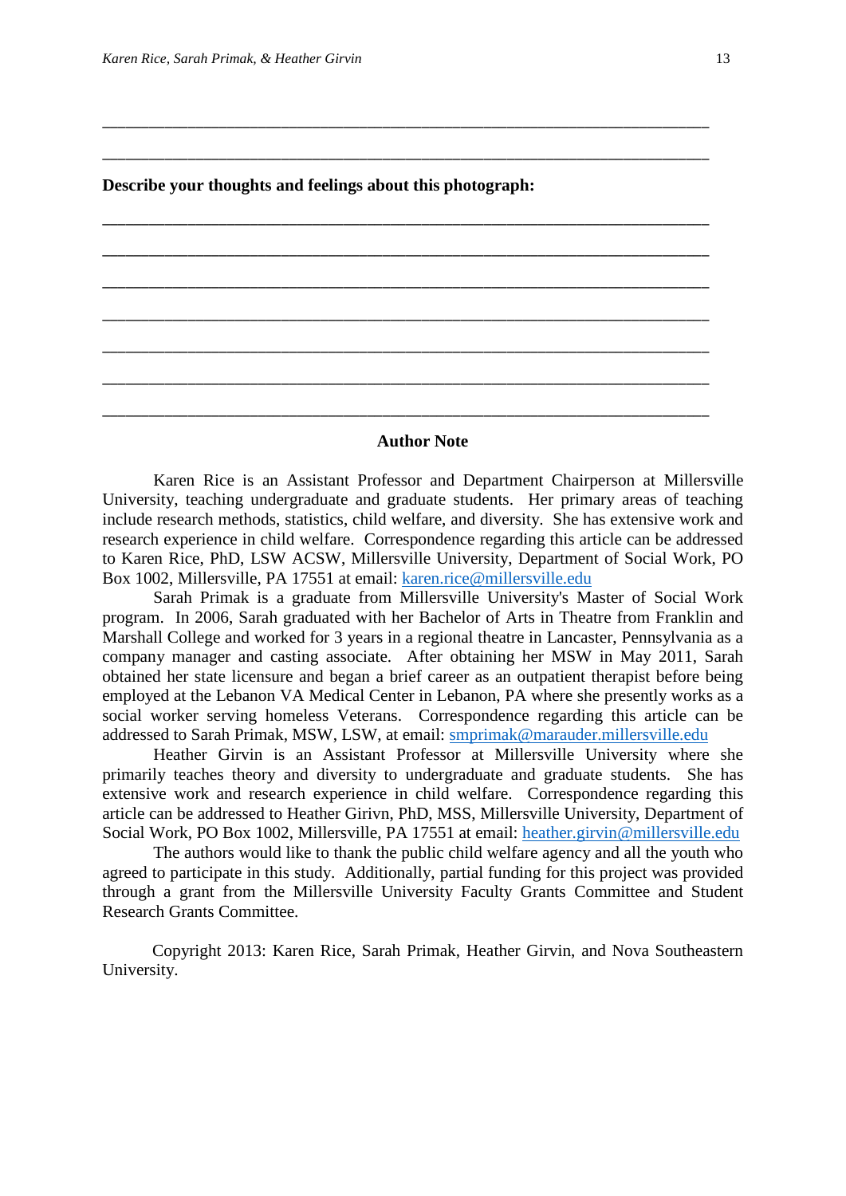\_\_\_\_\_\_\_\_\_\_\_\_\_\_\_\_\_\_\_\_\_\_\_\_\_\_\_\_\_\_\_\_\_\_\_\_\_\_\_\_\_\_\_\_\_\_\_\_\_\_\_\_\_\_\_\_\_\_\_\_\_\_\_\_\_\_\_\_\_\_

\_\_\_\_\_\_\_\_\_\_\_\_\_\_\_\_\_\_\_\_\_\_\_\_\_\_\_\_\_\_\_\_\_\_\_\_\_\_\_\_\_\_\_\_\_\_\_\_\_\_\_\_\_\_\_\_\_\_\_\_\_\_\_\_\_\_\_\_\_\_

**Describe your thoughts and feelings about this photograph:**

\_\_\_\_\_\_\_\_\_\_\_\_\_\_\_\_\_\_\_\_\_\_\_\_\_\_\_\_\_\_\_\_\_\_\_\_\_\_\_\_\_\_\_\_\_\_\_\_\_\_\_\_\_\_\_\_\_\_\_\_\_\_\_\_\_\_\_\_\_\_

\_\_\_\_\_\_\_\_\_\_\_\_\_\_\_\_\_\_\_\_\_\_\_\_\_\_\_\_\_\_\_\_\_\_\_\_\_\_\_\_\_\_\_\_\_\_\_\_\_\_\_\_\_\_\_\_\_\_\_\_\_\_\_\_\_\_\_\_\_\_

\_\_\_\_\_\_\_\_\_\_\_\_\_\_\_\_\_\_\_\_\_\_\_\_\_\_\_\_\_\_\_\_\_\_\_\_\_\_\_\_\_\_\_\_\_\_\_\_\_\_\_\_\_\_\_\_\_\_\_\_\_\_\_\_\_\_\_\_\_\_

\_\_\_\_\_\_\_\_\_\_\_\_\_\_\_\_\_\_\_\_\_\_\_\_\_\_\_\_\_\_\_\_\_\_\_\_\_\_\_\_\_\_\_\_\_\_\_\_\_\_\_\_\_\_\_\_\_\_\_\_\_\_\_\_\_\_\_\_\_\_

\_\_\_\_\_\_\_\_\_\_\_\_\_\_\_\_\_\_\_\_\_\_\_\_\_\_\_\_\_\_\_\_\_\_\_\_\_\_\_\_\_\_\_\_\_\_\_\_\_\_\_\_\_\_\_\_\_\_\_\_\_\_\_\_\_\_\_\_\_\_

\_\_\_\_\_\_\_\_\_\_\_\_\_\_\_\_\_\_\_\_\_\_\_\_\_\_\_\_\_\_\_\_\_\_\_\_\_\_\_\_\_\_\_\_\_\_\_\_\_\_\_\_\_\_\_\_\_\_\_\_\_\_\_\_\_\_\_\_\_\_

\_\_\_\_\_\_\_\_\_\_\_\_\_\_\_\_\_\_\_\_\_\_\_\_\_\_\_\_\_\_\_\_\_\_\_\_\_\_\_\_\_\_\_\_\_\_\_\_\_\_\_\_\_\_\_\_\_\_\_\_\_\_\_\_\_\_\_\_\_\_

## Author Note

Karen Rice is an Assistant Professor and Department Chairperson at Millersville University, teaching undergraduate and graduate students. Her primary areas of teaching include research methods, statistics, child welfare, and diversity. She has extensive work and research experience in child welfare. Correspondence regarding this article can be addressed to Karen Rice, PhD, LSW ACSW, Millersville University, Department of Social Work, PO Box 1002, Millersville, PA 17551 at email: karen.rice@millersville.edu

Sarah Primak is a graduate from Millersville University's Master of Social Work program. In 2006, Sarah graduated with her Bachelor of Arts in Theatre from Franklin and Marshall College and worked for 3 years in a regional theatre in Lancaster, Pennsylvania as a company manager and casting associate. After obtaining her MSW in May 2011, Sarah obtained her state licensure and began a brief career as an outpatient therapist before being employed at the Lebanon VA Medical Center in Lebanon, PA where she presently works as a social worker serving homeless Veterans. Correspondence regarding this article can be addressed to Sarah Primak, MSW, LSW, at email: smprimak@marauder.millersville.edu

Heather Girvin is an Assistant Professor at Millersville University where she primarily teaches theory and diversity to undergraduate and graduate students. She has extensive work and research experience in child welfare. Correspondence regarding this article can be addressed to Heather Girivn, PhD, MSS, Millersville University, Department of Social Work, PO Box 1002, Millersville, PA 17551 at email: heather.girvin@millersville.edu

The authors would like to thank the public child welfare agency and all the youth who agreed to participate in this study. Additionally, partial funding for this project was provided through a grant from the Millersville University Faculty Grants Committee and Student Research Grants Committee.

Copyright 2013: Karen Rice, Sarah Primak, Heather Girvin, and Nova Southeastern University.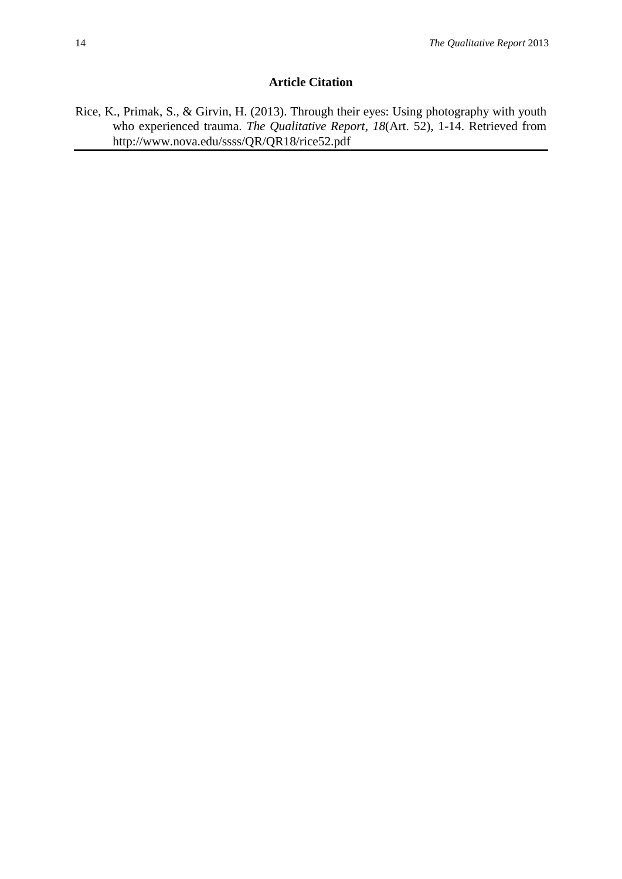## Article Citation

Rice, K., Primak, S., & Girvin, H. (2013). Through their eyes: Using photography with youth who experienced trauma. *The Qualitative Report, 18*(Art. 52), 1-14. Retrieved from http://www.nova.edu/ssss/QR/QR18/rice52.pdf